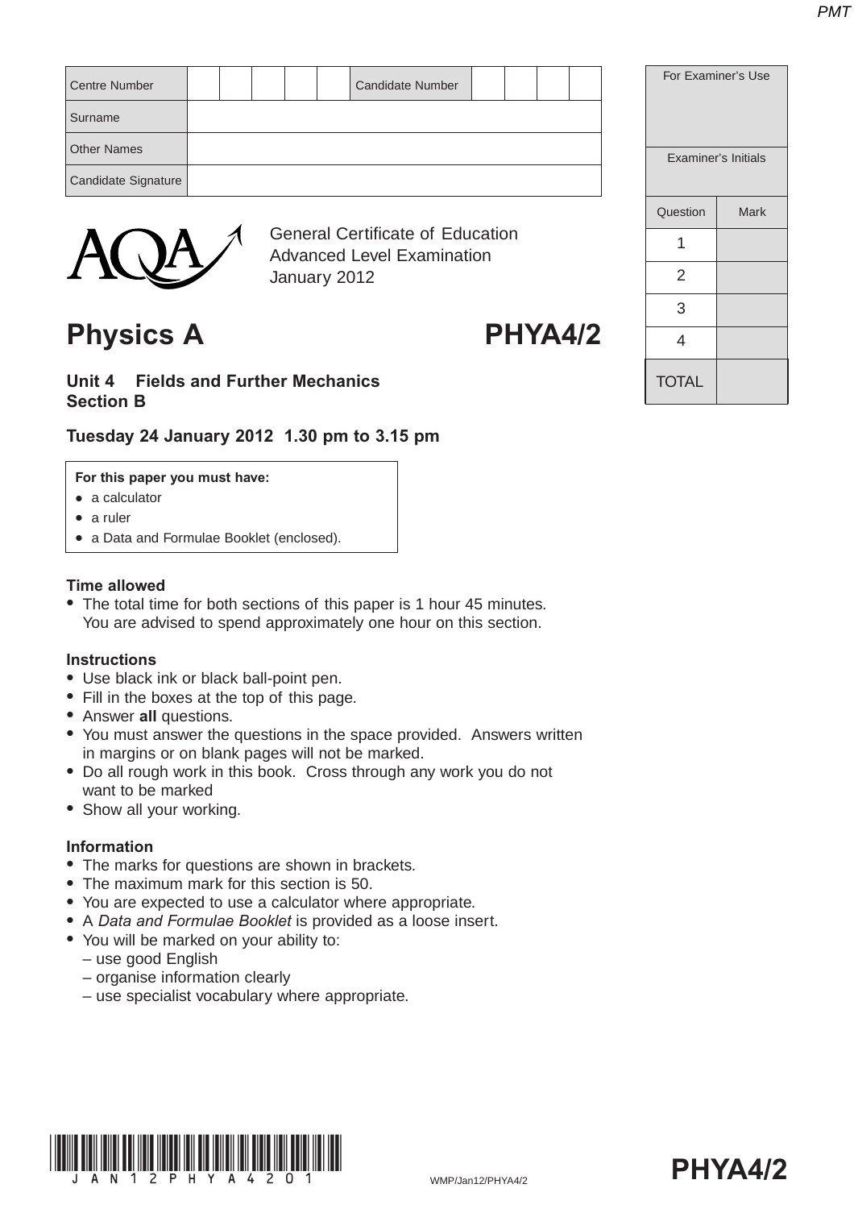| Centre Number | | | | | | Candidate Number | | | | |
|---|---|---|---|---|---|---|---|---|---|---|
| Surname | | | | | | | | | | |
| Other Names | | | | | | | | | | |
| Candidate Signature | | | | | | | | | | |

| For Examiner's Use | |
|---|---|
| Examiner's Initials | |
| Question | Mark |
| 1 | |
| 2 | |
| 3 | |
| 4 | |
| TOTAL | |

General Certificate of Education
Advanced Level Examination
January 2012

# Physics A PHYA4/2

## Unit 4 Fields and Further Mechanics
## Section B

**Tuesday 24 January 2012 1.30 pm to 3.15 pm**

**For this paper you must have:**
- a calculator
- a ruler
- a Data and Formulae Booklet (enclosed).

**Time allowed**
- The total time for both sections of this paper is 1 hour 45 minutes. You are advised to spend approximately one hour on this section.

**Instructions**
- Use black ink or black ball-point pen.
- Fill in the boxes at the top of this page.
- Answer **all** questions.
- You must answer the questions in the space provided. Answers written in margins or on blank pages will not be marked.
- Do all rough work in this book. Cross through any work you do not want to be marked
- Show all your working.

**Information**
- The marks for questions are shown in brackets.
- The maximum mark for this section is 50.
- You are expected to use a calculator where appropriate.
- A *Data and Formulae Booklet* is provided as a loose insert.
- You will be marked on your ability to:
  – use good English
  – organise information clearly
  – use specialist vocabulary where appropriate.

WMP/Jan12/PHYA4/2

**PHYA4/2**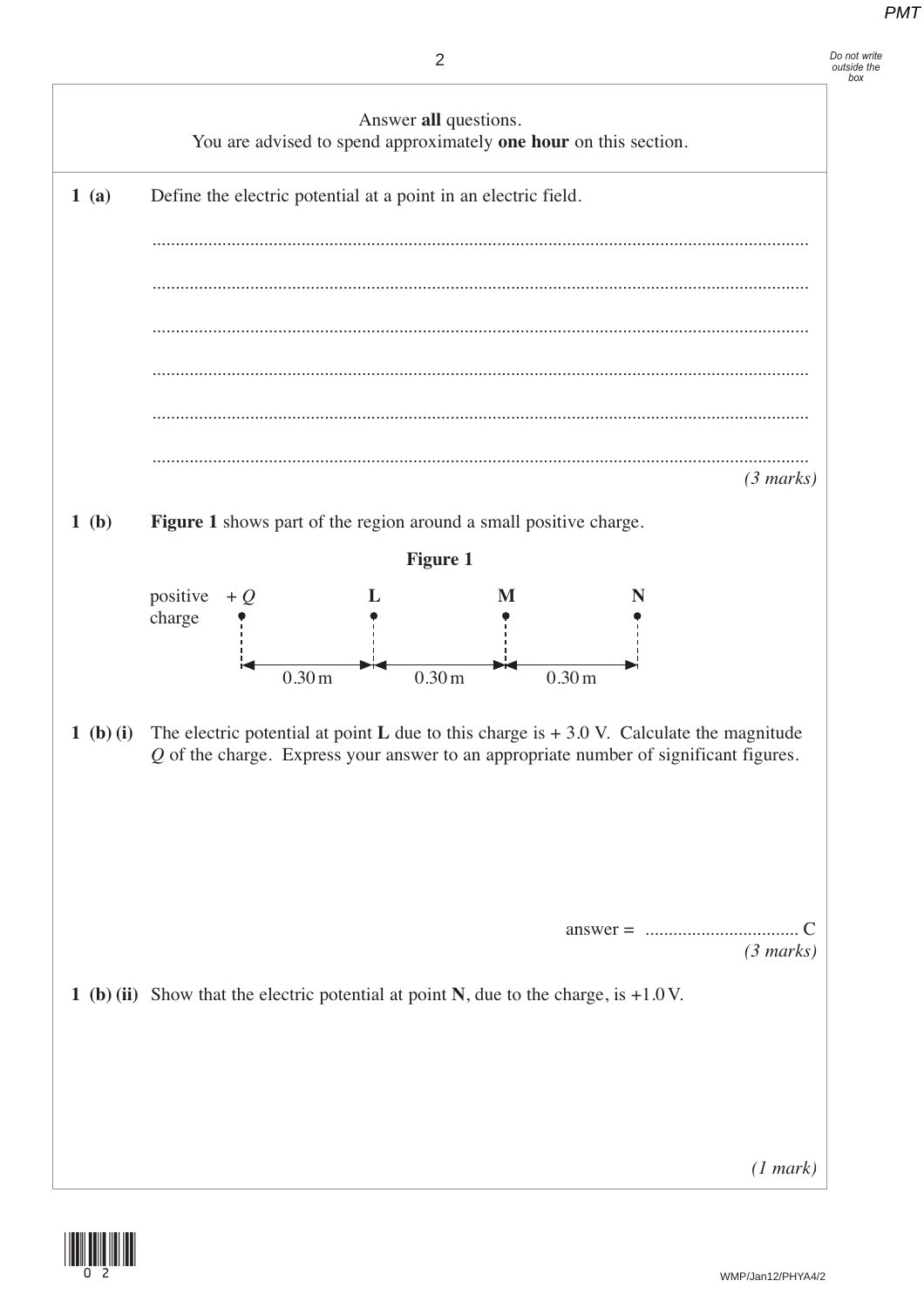Answer **all** questions.
You are advised to spend approximately **one hour** on this section.

**1 (a)** Define the electric potential at a point in an electric field.

...........................................................................................................................................

...........................................................................................................................................

...........................................................................................................................................

...........................................................................................................................................

...........................................................................................................................................

...........................................................................................................................................

*(3 marks)*

**1 (b)** **Figure 1** shows part of the region around a small positive charge.

**Figure 1**

positive charge $+Q$ — 0.30 m — **L** — 0.30 m — **M** — 0.30 m — **N**

**1 (b) (i)** The electric potential at point **L** due to this charge is + 3.0 V. Calculate the magnitude $Q$ of the charge. Express your answer to an appropriate number of significant figures.

answer = ................................ C

*(3 marks)*

**1 (b) (ii)** Show that the electric potential at point **N**, due to the charge, is +1.0 V.

*(1 mark)*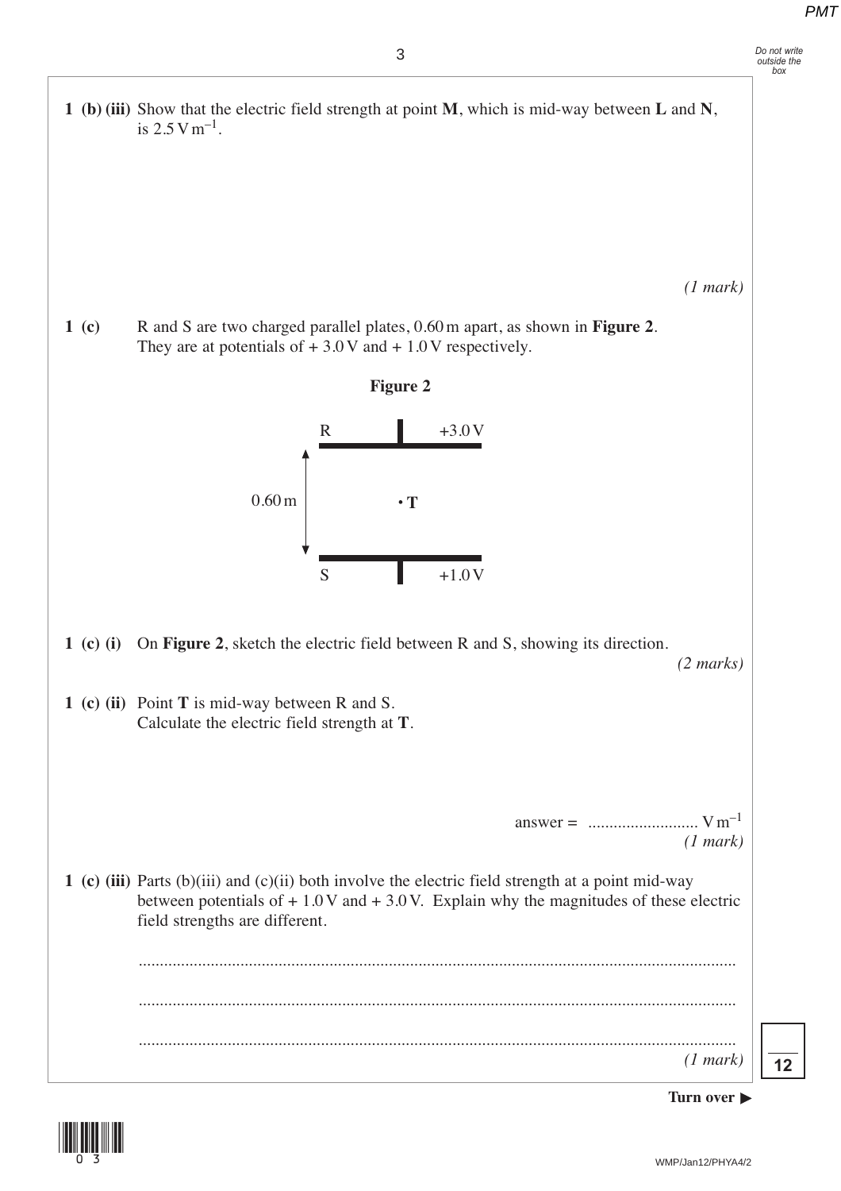**1 (b) (iii)** Show that the electric field strength at point **M**, which is mid-way between **L** and **N**, is $2.5 \text{ V m}^{-1}$.

*(1 mark)*

**1 (c)** R and S are two charged parallel plates, 0.60 m apart, as shown in **Figure 2**. They are at potentials of + 3.0 V and + 1.0 V respectively.

**Figure 2**

R +3.0 V

0.60 m • **T**

S +1.0 V

**1 (c) (i)** On **Figure 2**, sketch the electric field between R and S, showing its direction.

*(2 marks)*

**1 (c) (ii)** Point **T** is mid-way between R and S.
Calculate the electric field strength at **T**.

answer = .......................... $\text{V m}^{-1}$
*(1 mark)*

**1 (c) (iii)** Parts (b)(iii) and (c)(ii) both involve the electric field strength at a point mid-way between potentials of + 1.0 V and + 3.0 V. Explain why the magnitudes of these electric field strengths are different.

..........................................................................................................................................

..........................................................................................................................................

..........................................................................................................................................
*(1 mark)*

**12**

**Turn over ▶**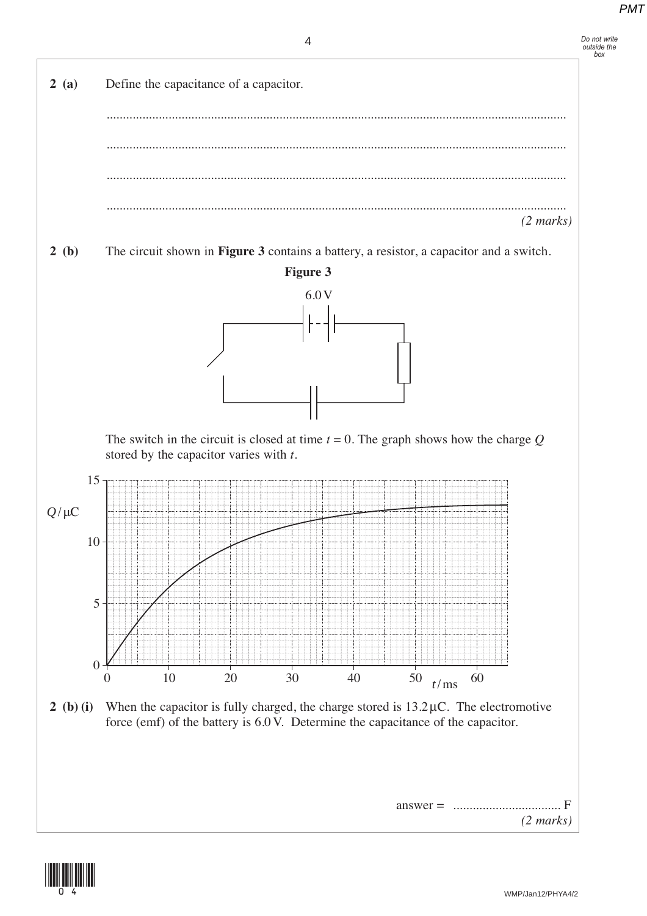**2 (a)** Define the capacitance of a capacitor.

............................................................................................................................................

............................................................................................................................................

............................................................................................................................................

............................................................................................................................................

*(2 marks)*

**2 (b)** The circuit shown in **Figure 3** contains a battery, a resistor, a capacitor and a switch.

**Figure 3**

6.0 V

The switch in the circuit is closed at time $t = 0$. The graph shows how the charge $Q$ stored by the capacitor varies with $t$.

**2 (b) (i)** When the capacitor is fully charged, the charge stored is 13.2 μC. The electromotive force (emf) of the battery is 6.0 V. Determine the capacitance of the capacitor.

answer = ................................ F

*(2 marks)*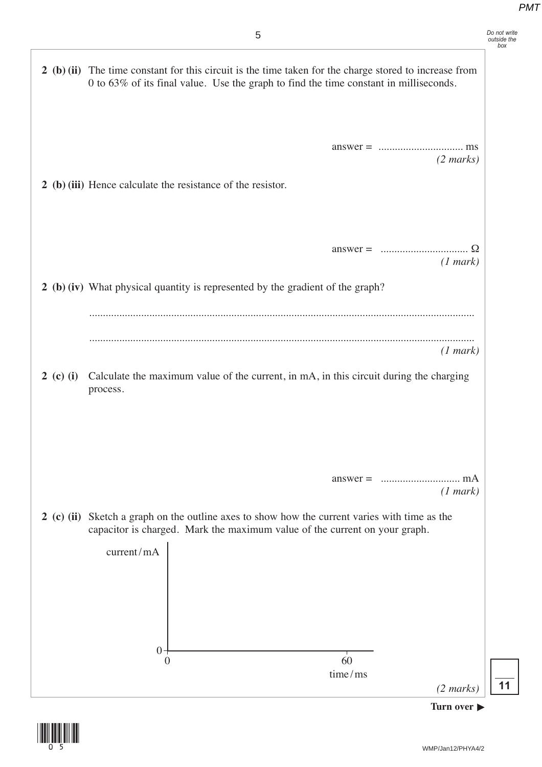**2 (b) (ii)** The time constant for this circuit is the time taken for the charge stored to increase from 0 to 63% of its final value. Use the graph to find the time constant in milliseconds.

answer = .............................. ms
*(2 marks)*

**2 (b) (iii)** Hence calculate the resistance of the resistor.

answer = ............................... Ω
*(1 mark)*

**2 (b) (iv)** What physical quantity is represented by the gradient of the graph?

.............................................................................................................................................

.............................................................................................................................................
*(1 mark)*

**2 (c) (i)** Calculate the maximum value of the current, in mA, in this circuit during the charging process.

answer = ............................ mA
*(1 mark)*

**2 (c) (ii)** Sketch a graph on the outline axes to show how the current varies with time as the capacitor is charged. Mark the maximum value of the current on your graph.

current / mA

0

0 &nbsp;&nbsp;&nbsp;&nbsp;&nbsp;&nbsp;&nbsp;&nbsp;&nbsp;&nbsp;&nbsp;&nbsp;&nbsp;&nbsp;&nbsp;&nbsp;&nbsp;&nbsp;&nbsp;&nbsp; 60

time / ms

*(2 marks)*

**Turn over ▶**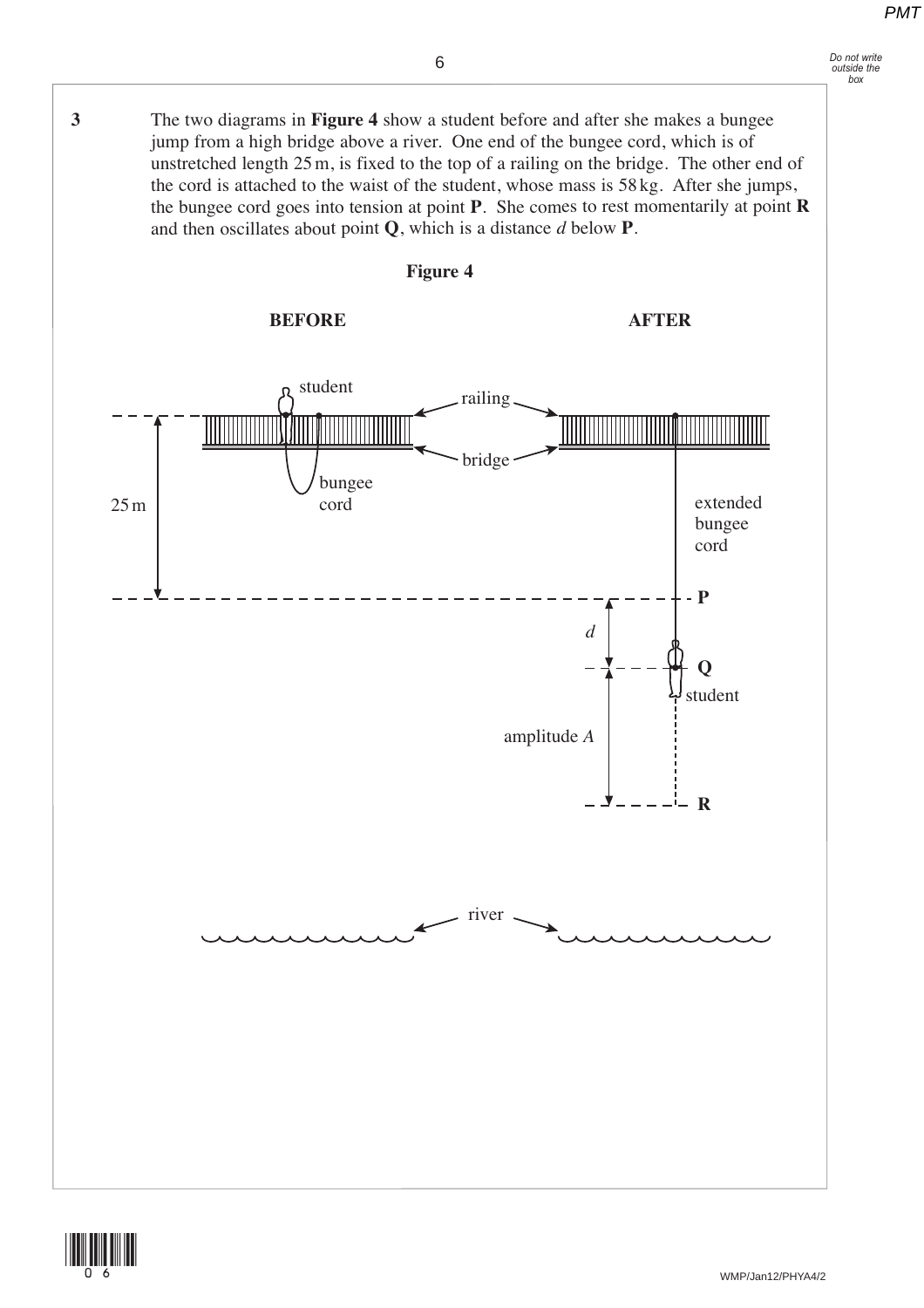**3** The two diagrams in **Figure 4** show a student before and after she makes a bungee jump from a high bridge above a river. One end of the bungee cord, which is of unstretched length 25 m, is fixed to the top of a railing on the bridge. The other end of the cord is attached to the waist of the student, whose mass is 58 kg. After she jumps, the bungee cord goes into tension at point **P**. She comes to rest momentarily at point **R** and then oscillates about point **Q**, which is a distance *d* below **P**.

**Figure 4**

**BEFORE** **AFTER**

student, railing, bridge, bungee cord, 25 m, extended bungee cord, **P**, *d*, **Q**, student, amplitude *A*, **R**, river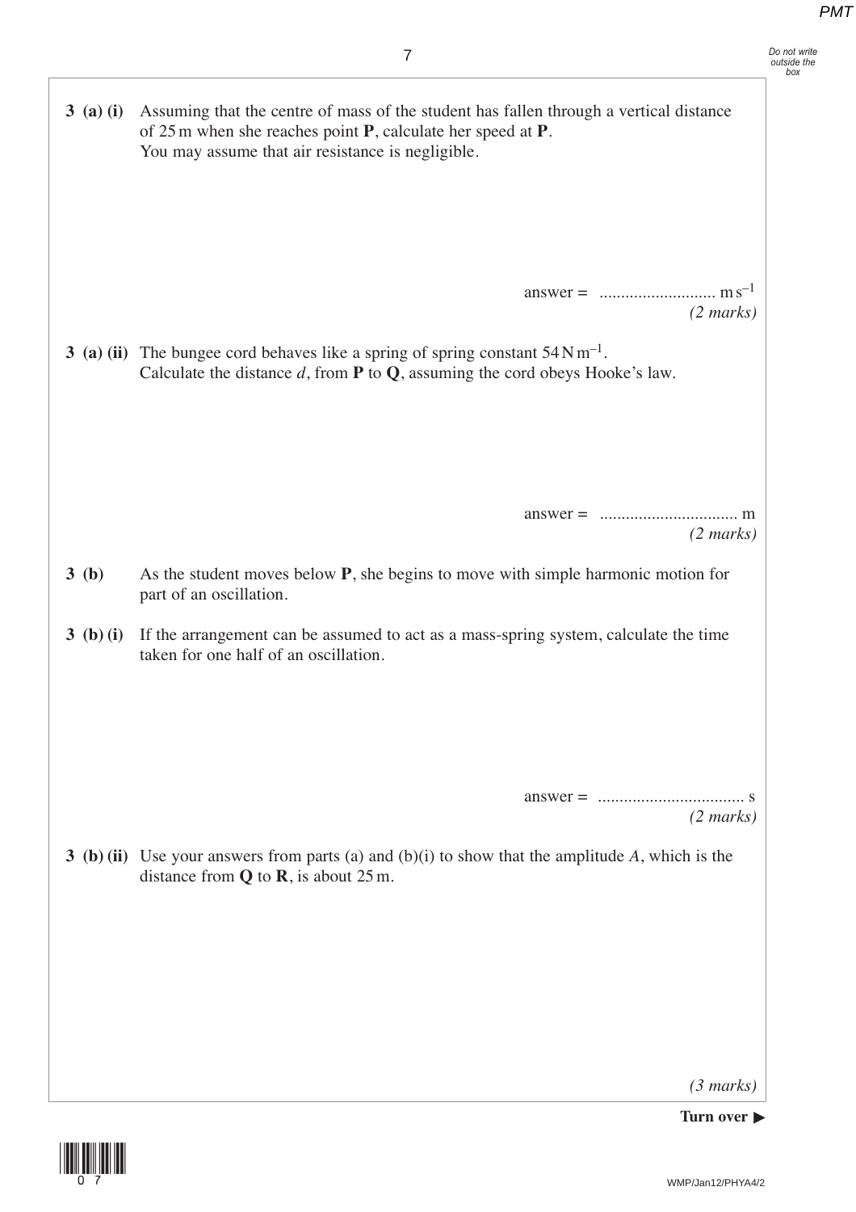**3 (a) (i)** Assuming that the centre of mass of the student has fallen through a vertical distance of 25 m when she reaches point **P**, calculate her speed at **P**.
You may assume that air resistance is negligible.

answer = .......................... $\text{m s}^{-1}$
*(2 marks)*

**3 (a) (ii)** The bungee cord behaves like a spring of spring constant $54\,\text{N m}^{-1}$.
Calculate the distance $d$, from **P** to **Q**, assuming the cord obeys Hooke's law.

answer = ............................... m
*(2 marks)*

**3 (b)** As the student moves below **P**, she begins to move with simple harmonic motion for part of an oscillation.

**3 (b) (i)** If the arrangement can be assumed to act as a mass-spring system, calculate the time taken for one half of an oscillation.

answer = ................................. s
*(2 marks)*

**3 (b) (ii)** Use your answers from parts (a) and (b)(i) to show that the amplitude $A$, which is the distance from **Q** to **R**, is about 25 m.

*(3 marks)*

**Turn over ▶**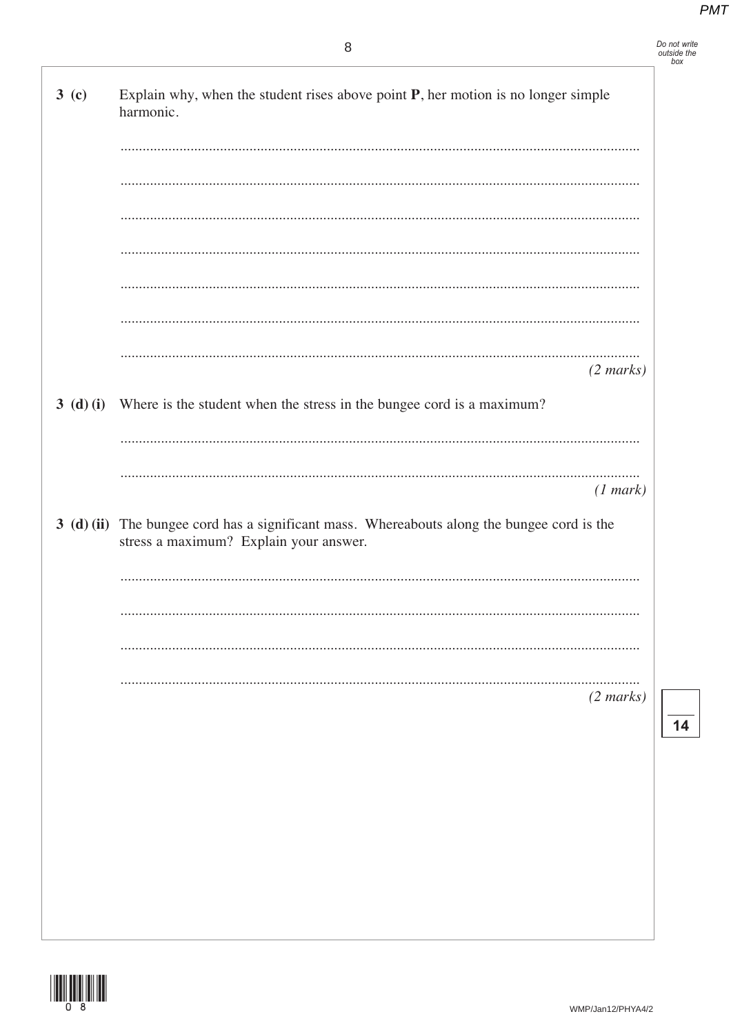**3 (c)** Explain why, when the student rises above point **P**, her motion is no longer simple harmonic.

...........................................................................................................................................

...........................................................................................................................................

...........................................................................................................................................

...........................................................................................................................................

...........................................................................................................................................

...........................................................................................................................................

...........................................................................................................................................

*(2 marks)*

**3 (d) (i)** Where is the student when the stress in the bungee cord is a maximum?

...........................................................................................................................................

...........................................................................................................................................

*(1 mark)*

**3 (d) (ii)** The bungee cord has a significant mass. Whereabouts along the bungee cord is the stress a maximum? Explain your answer.

...........................................................................................................................................

...........................................................................................................................................

...........................................................................................................................................

...........................................................................................................................................

*(2 marks)*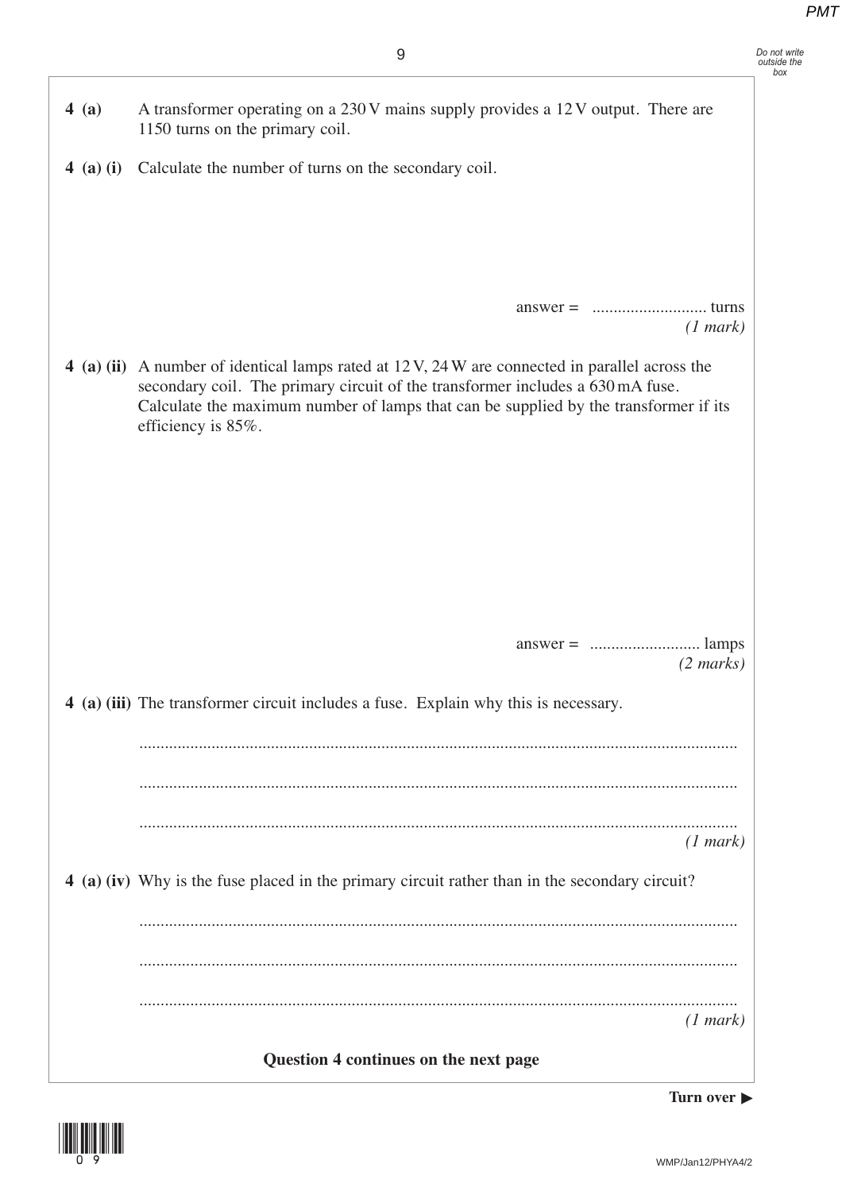**4 (a)** A transformer operating on a 230 V mains supply provides a 12 V output. There are 1150 turns on the primary coil.

**4 (a) (i)** Calculate the number of turns on the secondary coil.

answer = .......................... turns
*(1 mark)*

**4 (a) (ii)** A number of identical lamps rated at 12 V, 24 W are connected in parallel across the secondary coil. The primary circuit of the transformer includes a 630 mA fuse. Calculate the maximum number of lamps that can be supplied by the transformer if its efficiency is 85%.

answer = .......................... lamps
*(2 marks)*

**4 (a) (iii)** The transformer circuit includes a fuse. Explain why this is necessary.

.............................................................................................................................................

.............................................................................................................................................

.............................................................................................................................................
*(1 mark)*

**4 (a) (iv)** Why is the fuse placed in the primary circuit rather than in the secondary circuit?

.............................................................................................................................................

.............................................................................................................................................

.............................................................................................................................................
*(1 mark)*

**Question 4 continues on the next page**

**Turn over ▶**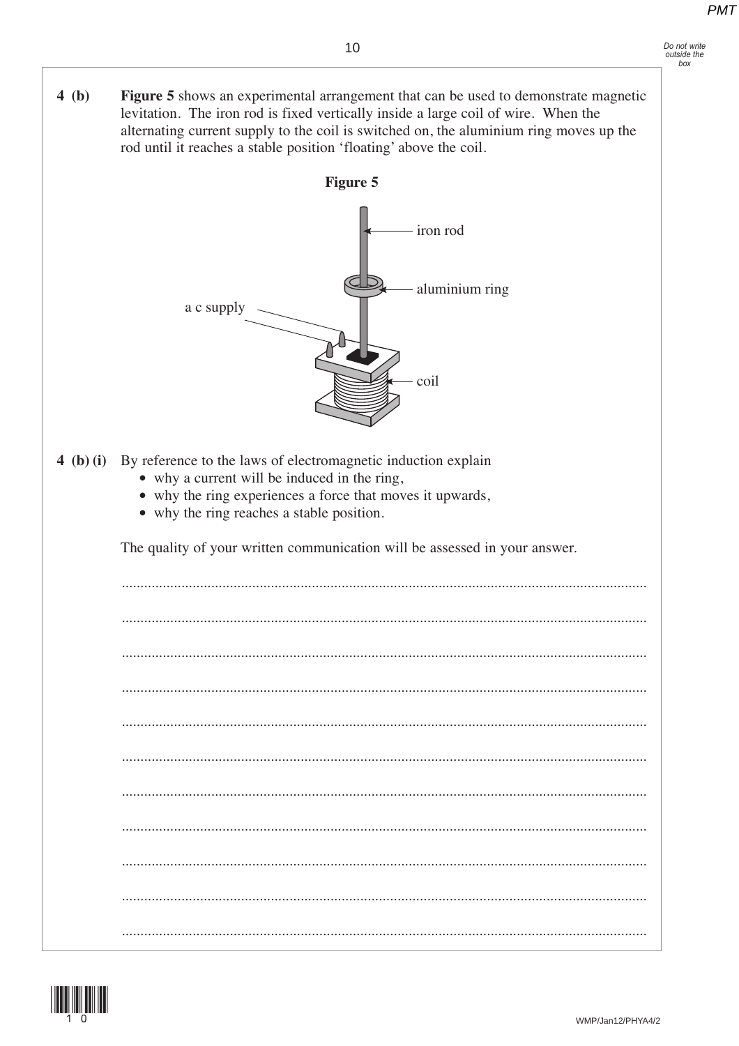**4 (b)** **Figure 5** shows an experimental arrangement that can be used to demonstrate magnetic levitation. The iron rod is fixed vertically inside a large coil of wire. When the alternating current supply to the coil is switched on, the aluminium ring moves up the rod until it reaches a stable position 'floating' above the coil.

**Figure 5**

iron rod

aluminium ring

a c supply

coil

**4 (b) (i)** By reference to the laws of electromagnetic induction explain

- why a current will be induced in the ring,
- why the ring experiences a force that moves it upwards,
- why the ring reaches a stable position.

The quality of your written communication will be assessed in your answer.

.............................................................................................................................................

.............................................................................................................................................

.............................................................................................................................................

.............................................................................................................................................

.............................................................................................................................................

.............................................................................................................................................

.............................................................................................................................................

.............................................................................................................................................

.............................................................................................................................................

.............................................................................................................................................

.............................................................................................................................................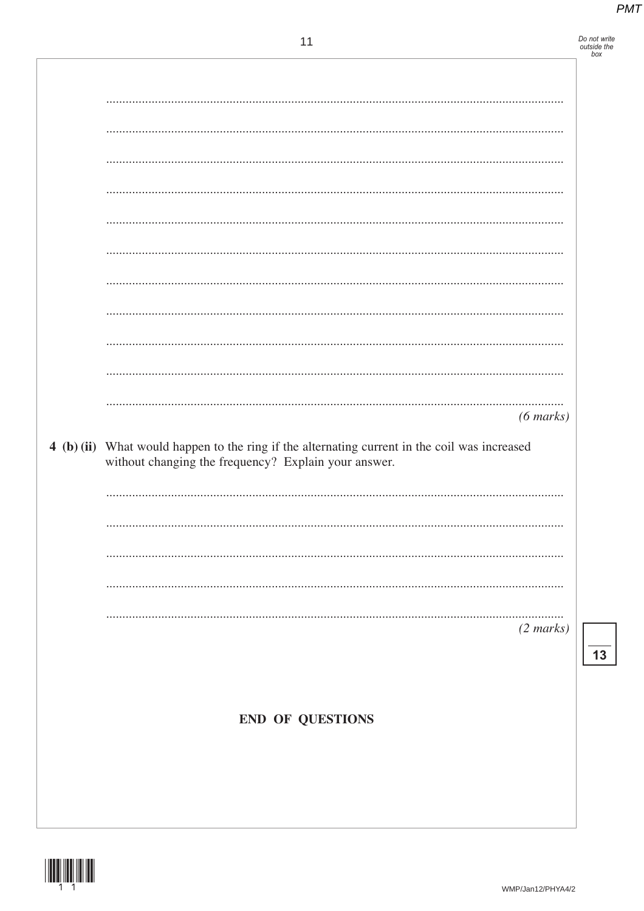*(6 marks)*

**4 (b) (ii)** What would happen to the ring if the alternating current in the coil was increased without changing the frequency? Explain your answer.

*(2 marks)*

**END OF QUESTIONS**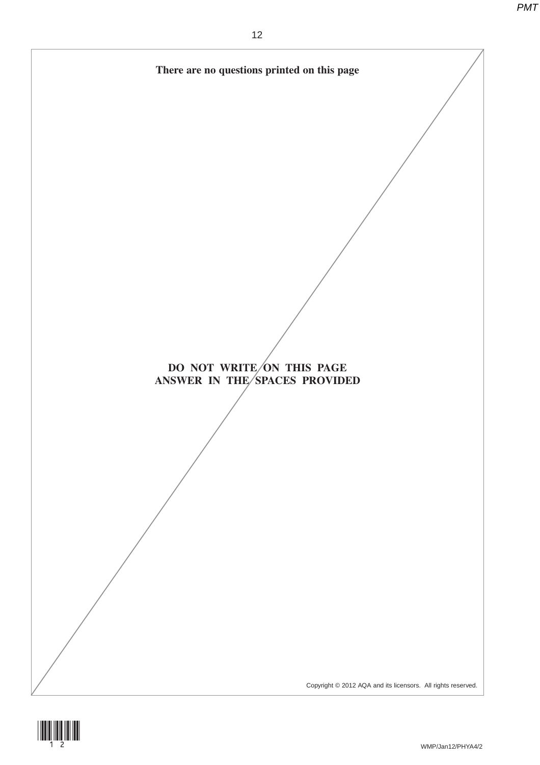**There are no questions printed on this page**

**DO NOT WRITE ON THIS PAGE**
**ANSWER IN THE SPACES PROVIDED**

Copyright © 2012 AQA and its licensors. All rights reserved.